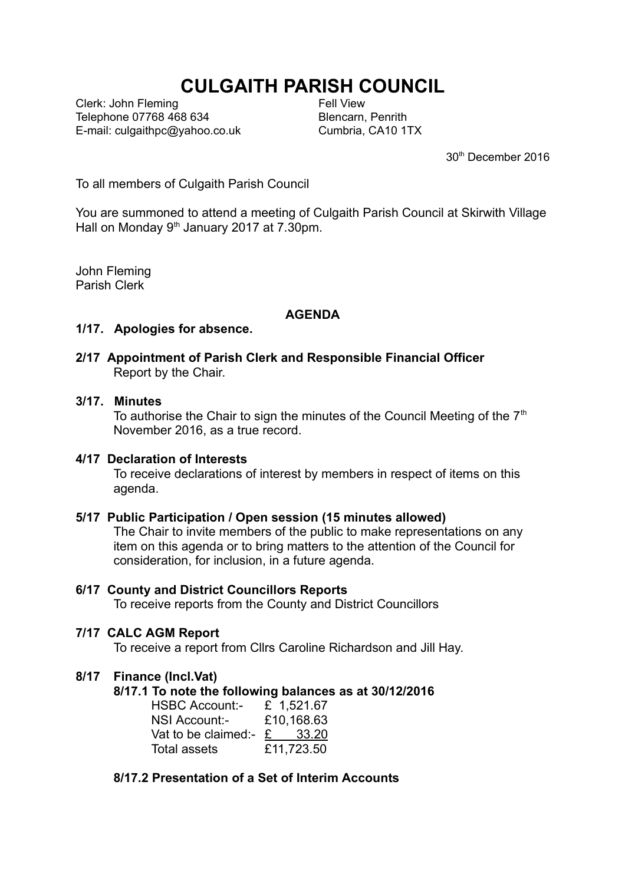# CULGAITH PARISH COUNCIL

Clerk: John Fleming
Telephone 07768 468 634
E-mail: culgaithpc@yahoo.co.uk

Fell View
Blencarn, Penrith
Cumbria, CA10 1TX

30th December 2016

To all members of Culgaith Parish Council

You are summoned to attend a meeting of Culgaith Parish Council at Skirwith Village Hall on Monday 9th January 2017 at 7.30pm.

John Fleming
Parish Clerk

**AGENDA**

**1/17. Apologies for absence.**

**2/17 Appointment of Parish Clerk and Responsible Financial Officer**
Report by the Chair.

**3/17. Minutes**
To authorise the Chair to sign the minutes of the Council Meeting of the 7th November 2016, as a true record.

**4/17 Declaration of Interests**
To receive declarations of interest by members in respect of items on this agenda.

**5/17 Public Participation / Open session (15 minutes allowed)**
The Chair to invite members of the public to make representations on any item on this agenda or to bring matters to the attention of the Council for consideration, for inclusion, in a future agenda.

**6/17 County and District Councillors Reports**
To receive reports from the County and District Councillors

**7/17 CALC AGM Report**
To receive a report from Cllrs Caroline Richardson and Jill Hay.

**8/17 Finance (Incl.Vat)**

**8/17.1 To note the following balances as at 30/12/2016**

| | |
|---|---|
| HSBC Account:- | £ 1,521.67 |
| NSI Account:- | £10,168.63 |
| Vat to be claimed:- | £ 33.20 |
| Total assets | £11,723.50 |

**8/17.2 Presentation of a Set of Interim Accounts**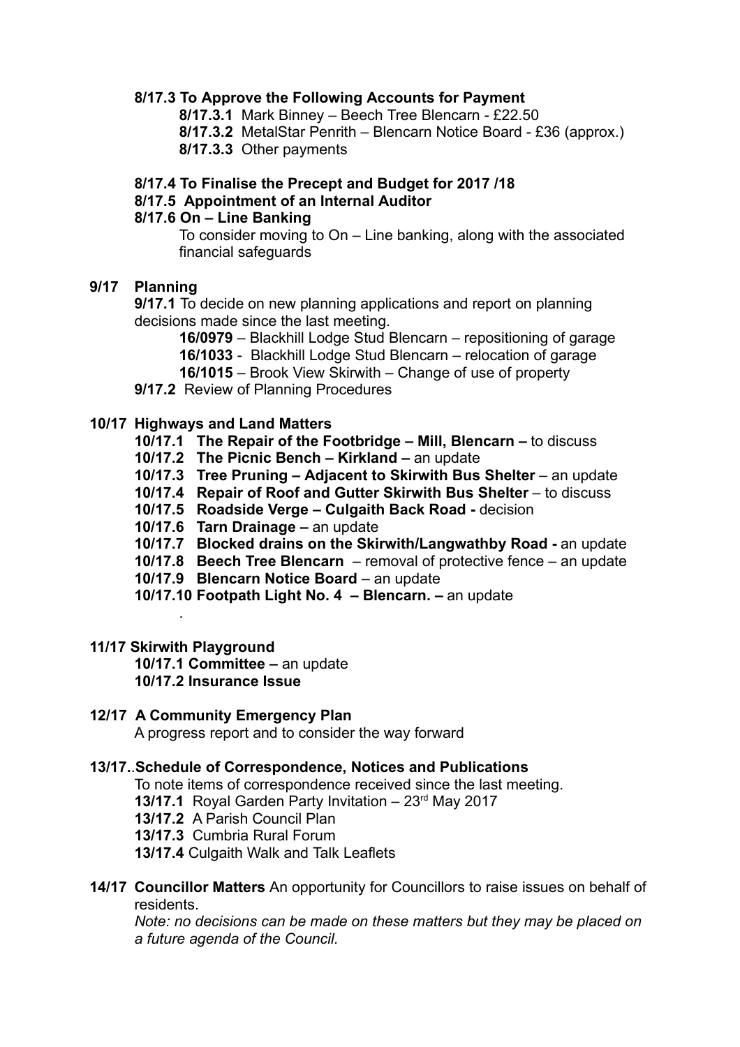**8/17.3 To Approve the Following Accounts for Payment**

- **8/17.3.1** Mark Binney – Beech Tree Blencarn - £22.50
- **8/17.3.2** MetalStar Penrith – Blencarn Notice Board - £36 (approx.)
- **8/17.3.3** Other payments

**8/17.4 To Finalise the Precept and Budget for 2017 /18**

**8/17.5 Appointment of an Internal Auditor**

**8/17.6 On – Line Banking**

To consider moving to On – Line banking, along with the associated financial safeguards

**9/17 Planning**

**9/17.1** To decide on new planning applications and report on planning decisions made since the last meeting.

- **16/0979** – Blackhill Lodge Stud Blencarn – repositioning of garage
- **16/1033** - Blackhill Lodge Stud Blencarn – relocation of garage
- **16/1015** – Brook View Skirwith – Change of use of property

**9/17.2** Review of Planning Procedures

**10/17 Highways and Land Matters**

- **10/17.1 The Repair of the Footbridge – Mill, Blencarn –** to discuss
- **10/17.2 The Picnic Bench – Kirkland –** an update
- **10/17.3 Tree Pruning – Adjacent to Skirwith Bus Shelter** – an update
- **10/17.4 Repair of Roof and Gutter Skirwith Bus Shelter** – to discuss
- **10/17.5 Roadside Verge – Culgaith Back Road -** decision
- **10/17.6 Tarn Drainage –** an update
- **10/17.7 Blocked drains on the Skirwith/Langwathby Road -** an update
- **10/17.8 Beech Tree Blencarn** – removal of protective fence – an update
- **10/17.9 Blencarn Notice Board** – an update
- **10/17.10 Footpath Light No. 4 – Blencarn. –** an update

.

**11/17 Skirwith Playground**

- **10/17.1 Committee –** an update
- **10/17.2 Insurance Issue**

**12/17 A Community Emergency Plan**

A progress report and to consider the way forward

**13/17..Schedule of Correspondence, Notices and Publications**

To note items of correspondence received since the last meeting.

- **13/17.1** Royal Garden Party Invitation – 23rd May 2017
- **13/17.2** A Parish Council Plan
- **13/17.3** Cumbria Rural Forum
- **13/17.4** Culgaith Walk and Talk Leaflets

**14/17 Councillor Matters** An opportunity for Councillors to raise issues on behalf of residents.

*Note: no decisions can be made on these matters but they may be placed on a future agenda of the Council.*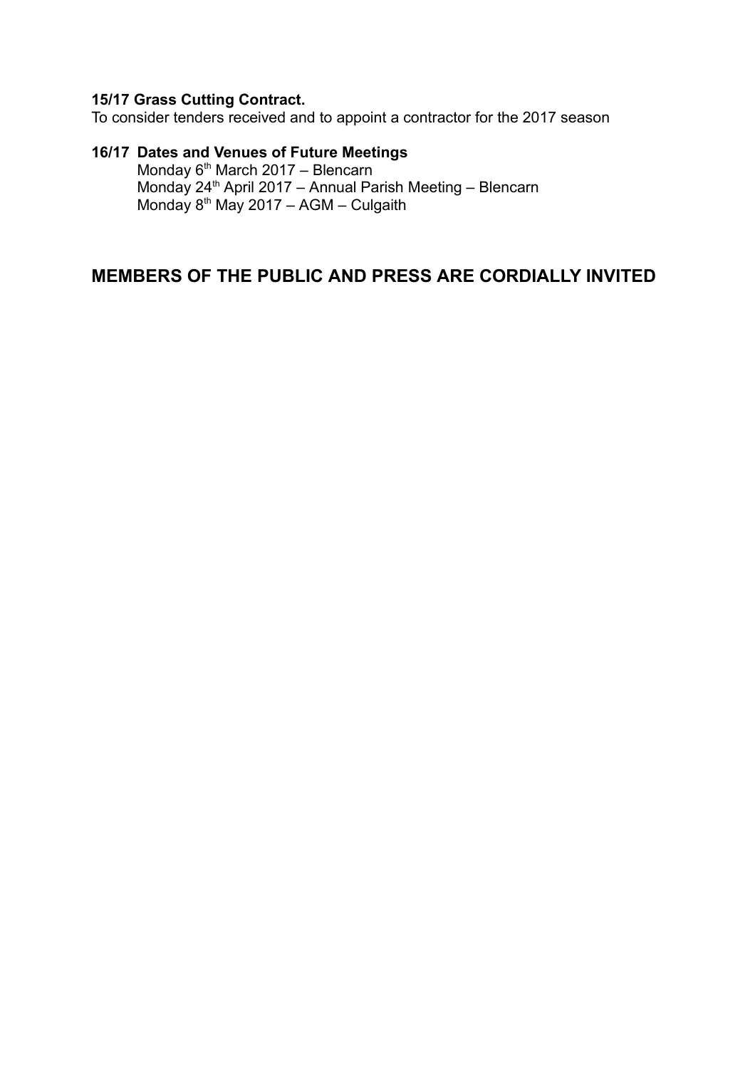**15/17 Grass Cutting Contract.**
To consider tenders received and to appoint a contractor for the 2017 season

**16/17 Dates and Venues of Future Meetings**
Monday 6th March 2017 – Blencarn
Monday 24th April 2017 – Annual Parish Meeting – Blencarn
Monday 8th May 2017 – AGM – Culgaith

## MEMBERS OF THE PUBLIC AND PRESS ARE CORDIALLY INVITED